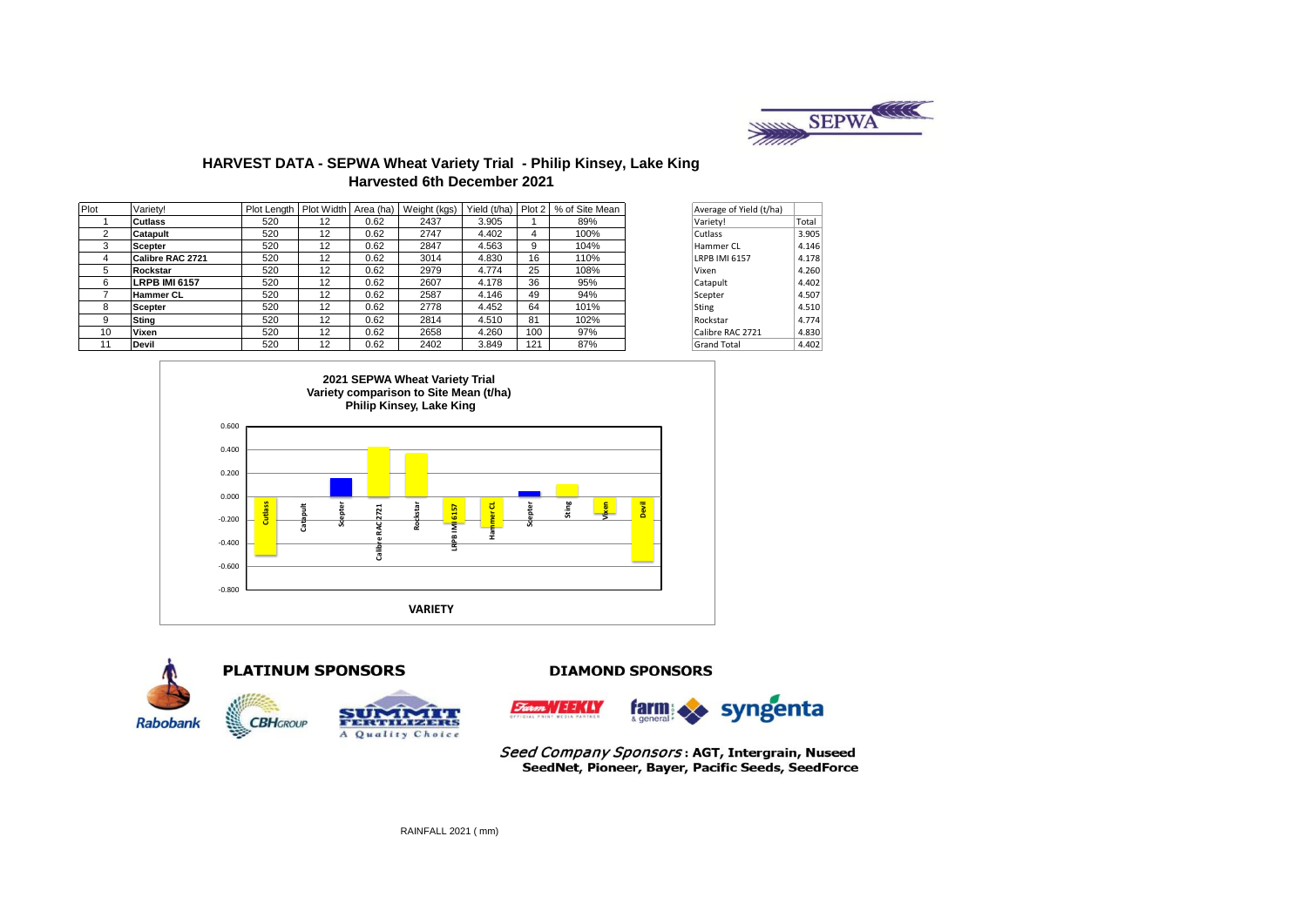SEPWA

# HARVEST DATA - SEPWA Wheat Variety Trial - Philip Kinsey, Lake King

## Harvested 6th December 2021

| Plot | Variety! | Plot Length | Plot Width | Area (ha) | Weight (kgs) | Yield (t/ha) | Plot 2 | % of Site Mean |
|---|---|---|---|---|---|---|---|---|
| 1 | **Cutlass** | 520 | 12 | 0.62 | 2437 | 3.905 | 1 | 89% |
| 2 | **Catapult** | 520 | 12 | 0.62 | 2747 | 4.402 | 4 | 100% |
| 3 | **Scepter** | 520 | 12 | 0.62 | 2847 | 4.563 | 9 | 104% |
| 4 | **Calibre RAC 2721** | 520 | 12 | 0.62 | 3014 | 4.830 | 16 | 110% |
| 5 | **Rockstar** | 520 | 12 | 0.62 | 2979 | 4.774 | 25 | 108% |
| 6 | **LRPB IMI 6157** | 520 | 12 | 0.62 | 2607 | 4.178 | 36 | 95% |
| 7 | **Hammer CL** | 520 | 12 | 0.62 | 2587 | 4.146 | 49 | 94% |
| 8 | **Scepter** | 520 | 12 | 0.62 | 2778 | 4.452 | 64 | 101% |
| 9 | **Sting** | 520 | 12 | 0.62 | 2814 | 4.510 | 81 | 102% |
| 10 | **Vixen** | 520 | 12 | 0.62 | 2658 | 4.260 | 100 | 97% |
| 11 | **Devil** | 520 | 12 | 0.62 | 2402 | 3.849 | 121 | 87% |

| Average of Yield (t/ha) | |
|---|---|
| Variety! | Total |
| Cutlass | 3.905 |
| Hammer CL | 4.146 |
| LRPB IMI 6157 | 4.178 |
| Vixen | 4.260 |
| Catapult | 4.402 |
| Scepter | 4.507 |
| Sting | 4.510 |
| Rockstar | 4.774 |
| Calibre RAC 2721 | 4.830 |
| Grand Total | 4.402 |

**2021 SEPWA Wheat Variety Trial**
**Variety comparison to Site Mean (t/ha)**
**Philip Kinsey, Lake King**

**VARIETY**

**PLATINUM SPONSORS**

Rabobank, CBH Group, Summit Fertilizers – A Quality Choice

**DIAMOND SPONSORS**

Farm Weekly, farm & general, syngenta

*Seed Company Sponsors*: **AGT, Intergrain, Nuseed SeedNet, Pioneer, Bayer, Pacific Seeds, SeedForce**

RAINFALL 2021 ( mm)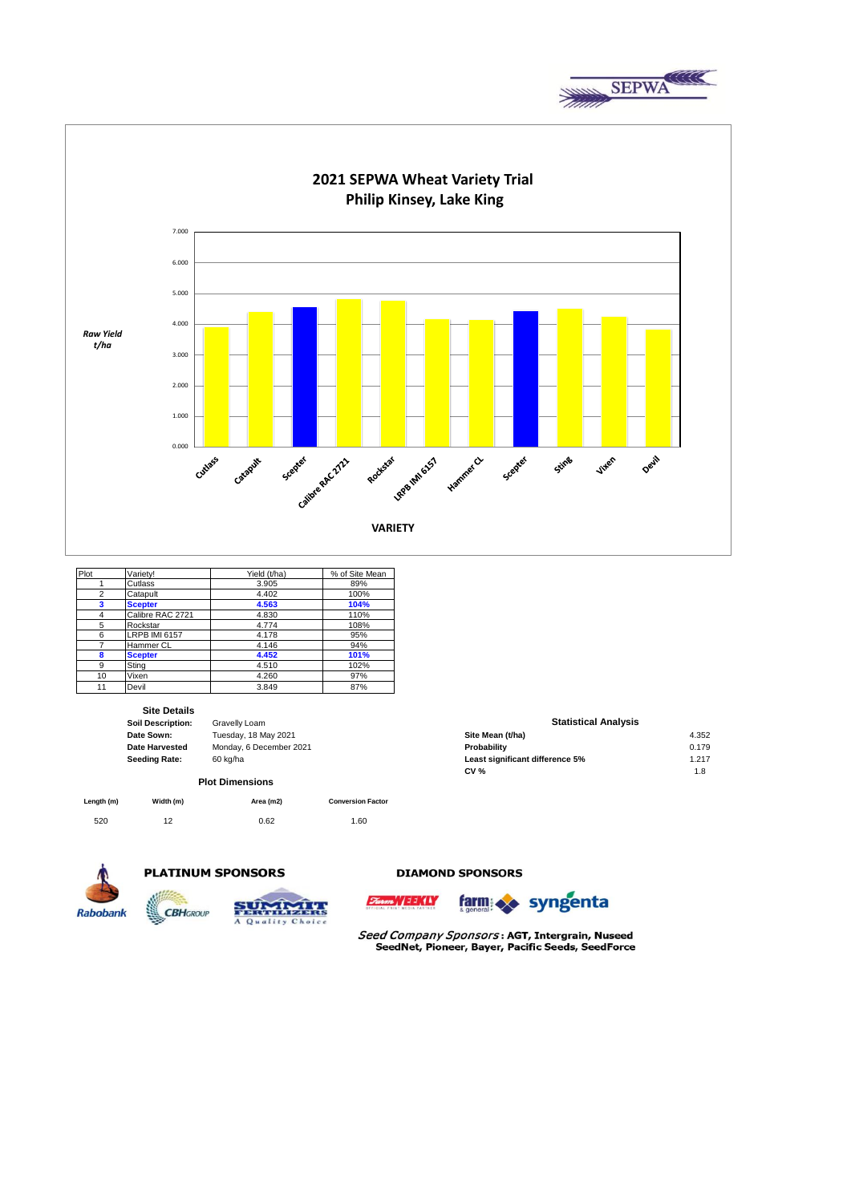# 2021 SEPWA Wheat Variety Trial
## Philip Kinsey, Lake King

Raw Yield t/ha

VARIETY

| Plot | Variety! | Yield (t/ha) | % of Site Mean |
|---|---|---|---|
| 1 | Cutlass | 3.905 | 89% |
| 2 | Catapult | 4.402 | 100% |
| **3** | **Scepter** | **4.563** | **104%** |
| 4 | Calibre RAC 2721 | 4.830 | 110% |
| 5 | Rockstar | 4.774 | 108% |
| 6 | LRPB IMI 6157 | 4.178 | 95% |
| 7 | Hammer CL | 4.146 | 94% |
| **8** | **Scepter** | **4.452** | **101%** |
| 9 | Sting | 4.510 | 102% |
| 10 | Vixen | 4.260 | 97% |
| 11 | Devil | 3.849 | 87% |

### Site Details

**Soil Description:** Gravelly Loam
**Date Sown:** Tuesday, 18 May 2021
**Date Harvested** Monday, 6 December 2021
**Seeding Rate:** 60 kg/ha

### Plot Dimensions

| Length (m) | Width (m) | Area (m2) | Conversion Factor |
|---|---|---|---|
| 520 | 12 | 0.62 | 1.60 |

### Statistical Analysis

| | |
|---|---|
| **Site Mean (t/ha)** | 4.352 |
| **Probability** | 0.179 |
| **Least significant difference 5%** | 1.217 |
| **CV %** | 1.8 |

**PLATINUM SPONSORS**

**DIAMOND SPONSORS**

*Seed Company Sponsors* **: AGT, Intergrain, Nuseed SeedNet, Pioneer, Bayer, Pacific Seeds, SeedForce**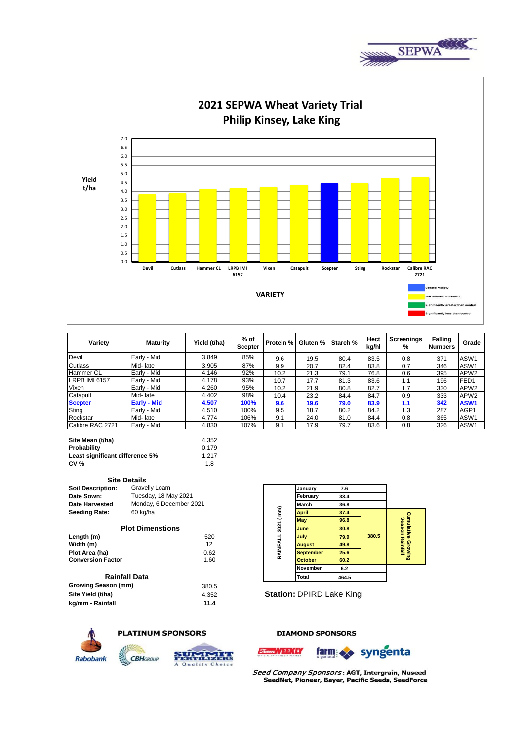SEPWA

# 2021 SEPWA Wheat Variety Trial
## Philip Kinsey, Lake King

Yield t/ha

7.0
6.5
6.0
5.5
5.0
4.5
4.0
3.5
3.0
2.5
2.0
1.5
1.0
0.5
0.0

Devil
Cutlass
Hammer CL
LRPB IMI 6157
Vixen
Catapult
Scepter
Sting
Rockstar
Calibre RAC 2721

VARIETY

Control Variety
Not different to control
Significantly greater than control
Significantly less than control

| Variety | Maturity | Yield (t/ha) | % of Scepter | Protein % | Gluten % | Starch % | Hect kg/hl | Screenings % | Falling Numbers | Grade |
|---|---|---|---|---|---|---|---|---|---|---|
| Devil | Early - Mid | 3.849 | 85% | 9.6 | 19.5 | 80.4 | 83.5 | 0.8 | 371 | ASW1 |
| Cutlass | Mid- late | 3.905 | 87% | 9.9 | 20.7 | 82.4 | 83.8 | 0.7 | 346 | ASW1 |
| Hammer CL | Early - Mid | 4.146 | 92% | 10.2 | 21.3 | 79.1 | 76.8 | 0.6 | 395 | APW2 |
| LRPB IMI 6157 | Early - Mid | 4.178 | 93% | 10.7 | 17.7 | 81.3 | 83.6 | 1.1 | 196 | FED1 |
| Vixen | Early - Mid | 4.260 | 95% | 10.2 | 21.9 | 80.8 | 82.7 | 1.7 | 330 | APW2 |
| Catapult | Mid- late | 4.402 | 98% | 10.4 | 23.2 | 84.4 | 84.7 | 0.9 | 333 | APW2 |
| **Scepter** | **Early - Mid** | **4.507** | **100%** | **9.6** | **19.6** | **79.0** | **83.9** | **1.1** | **342** | **ASW1** |
| Sting | Early - Mid | 4.510 | 100% | 9.5 | 18.7 | 80.2 | 84.2 | 1.3 | 287 | AGP1 |
| Rockstar | Mid- late | 4.774 | 106% | 9.1 | 24.0 | 81.0 | 84.4 | 0.8 | 365 | ASW1 |
| Calibre RAC 2721 | Early - Mid | 4.830 | 107% | 9.1 | 17.9 | 79.7 | 83.6 | 0.8 | 326 | ASW1 |

| | |
|---|---|
| **Site Mean (t/ha)** | 4.352 |
| **Probability** | 0.179 |
| **Least significant difference 5%** | 1.217 |
| **CV %** | 1.8 |

### Site Details

| | |
|---|---|
| **Soil Description:** | Gravelly Loam |
| **Date Sown:** | Tuesday, 18 May 2021 |
| **Date Harvested** | Monday, 6 December 2021 |
| **Seeding Rate:** | 60 kg/ha |

### Plot Dimenstions

| | |
|---|---|
| **Length (m)** | 520 |
| **Width (m)** | 12 |
| **Plot Area (ha)** | 0.62 |
| **Conversion Factor** | 1.60 |

### Rainfall Data

| | |
|---|---|
| **Growing Season (mm)** | 380.5 |
| **Site Yield (t/ha)** | 4.352 |
| **kg/mm - Rainfall** | **11.4** |

RAINFALL 2021 ( mm)

| Month | mm | Cumulative Growing Season Rainfall |
|---|---|---|
| January | 7.6 | |
| February | 33.4 | |
| March | 36.8 | |
| April | 37.4 | 380.5 |
| May | 96.8 | |
| June | 30.8 | |
| July | 79.9 | |
| August | 49.8 | |
| September | 25.6 | |
| October | 60.2 | |
| November | 6.2 | |
| Total | 464.5 | |

**Station:** DPIRD Lake King

**PLATINUM SPONSORS**

Rabobank, CBH Group, Summit Fertilizers – A Quality Choice

**DIAMOND SPONSORS**

Farm Weekly, farm & general, syngenta

*Seed Company Sponsors*: **AGT, Intergrain, Nuseed SeedNet, Pioneer, Bayer, Pacific Seeds, SeedForce**